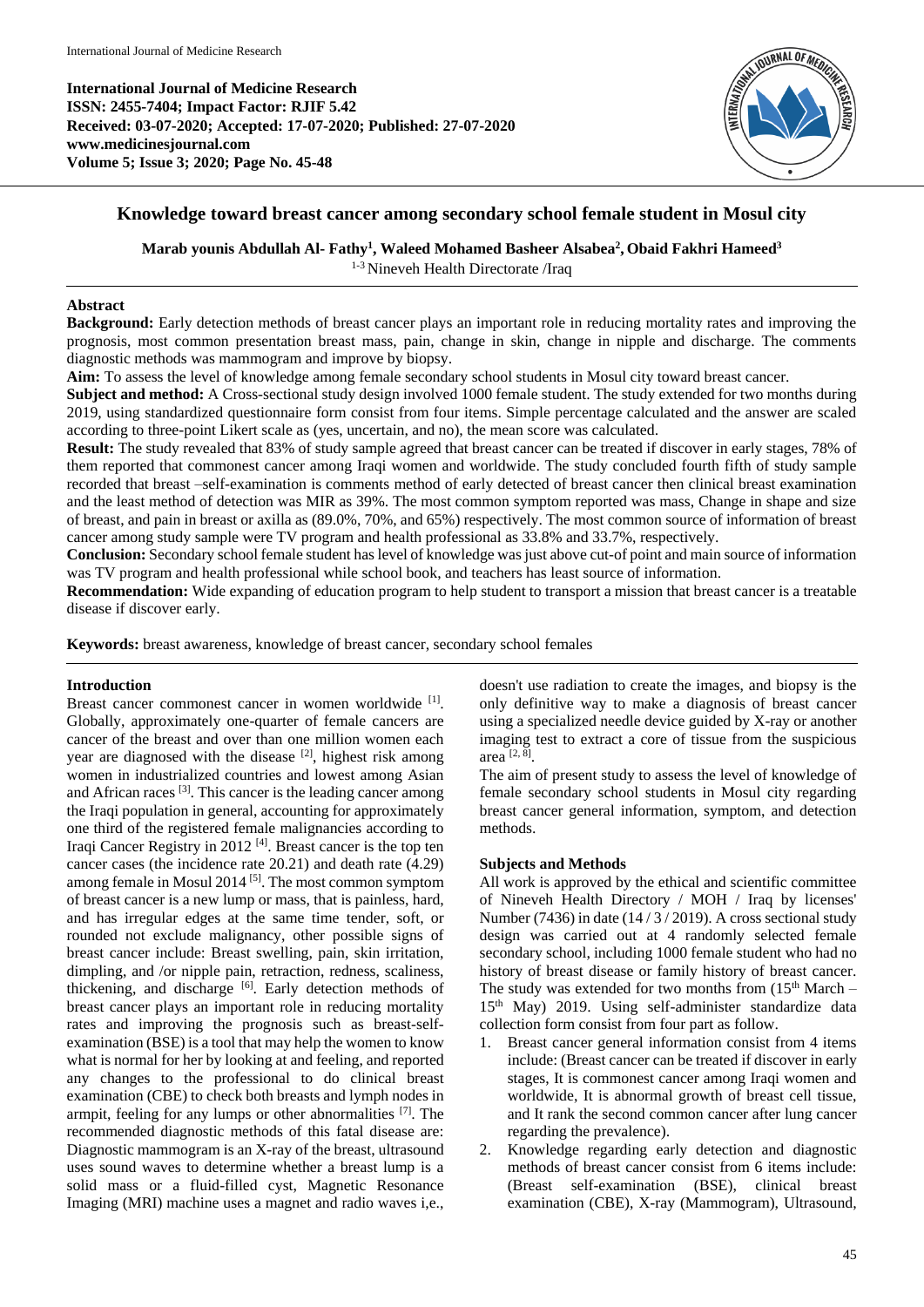**International Journal of Medicine Research**
**ISSN: 2455-7404; Impact Factor: RJIF 5.42**
**Received: 03-07-2020; Accepted: 17-07-2020; Published: 27-07-2020**
**www.medicinesjournal.com**
**Volume 5; Issue 3; 2020; Page No. 45-48**

# Knowledge toward breast cancer among secondary school female student in Mosul city

**Marab younis Abdullah Al- Fathy[1], Waleed Mohamed Basheer Alsabea[2], Obaid Fakhri Hameed[3]**

[1-3] Nineveh Health Directorate /Iraq

## Abstract

**Background:** Early detection methods of breast cancer plays an important role in reducing mortality rates and improving the prognosis, most common presentation breast mass, pain, change in skin, change in nipple and discharge. The comments diagnostic methods was mammogram and improve by biopsy.

**Aim:** To assess the level of knowledge among female secondary school students in Mosul city toward breast cancer.

**Subject and method:** A Cross-sectional study design involved 1000 female student. The study extended for two months during 2019, using standardized questionnaire form consist from four items. Simple percentage calculated and the answer are scaled according to three-point Likert scale as (yes, uncertain, and no), the mean score was calculated.

**Result:** The study revealed that 83% of study sample agreed that breast cancer can be treated if discover in early stages, 78% of them reported that commonest cancer among Iraqi women and worldwide. The study concluded fourth fifth of study sample recorded that breast –self-examination is comments method of early detected of breast cancer then clinical breast examination and the least method of detection was MIR as 39%. The most common symptom reported was mass, Change in shape and size of breast, and pain in breast or axilla as (89.0%, 70%, and 65%) respectively. The most common source of information of breast cancer among study sample were TV program and health professional as 33.8% and 33.7%, respectively.

**Conclusion:** Secondary school female student has level of knowledge was just above cut-of point and main source of information was TV program and health professional while school book, and teachers has least source of information.

**Recommendation:** Wide expanding of education program to help student to transport a mission that breast cancer is a treatable disease if discover early.

**Keywords:** breast awareness, knowledge of breast cancer, secondary school females

## Introduction

Breast cancer commonest cancer in women worldwide [1]. Globally, approximately one-quarter of female cancers are cancer of the breast and over than one million women each year are diagnosed with the disease [2], highest risk among women in industrialized countries and lowest among Asian and African races [3]. This cancer is the leading cancer among the Iraqi population in general, accounting for approximately one third of the registered female malignancies according to Iraqi Cancer Registry in 2012 [4]. Breast cancer is the top ten cancer cases (the incidence rate 20.21) and death rate (4.29) among female in Mosul 2014 [5]. The most common symptom of breast cancer is a new lump or mass, that is painless, hard, and has irregular edges at the same time tender, soft, or rounded not exclude malignancy, other possible signs of breast cancer include: Breast swelling, pain, skin irritation, dimpling, and /or nipple pain, retraction, redness, scaliness, thickening, and discharge [6]. Early detection methods of breast cancer plays an important role in reducing mortality rates and improving the prognosis such as breast-self-examination (BSE) is a tool that may help the women to know what is normal for her by looking at and feeling, and reported any changes to the professional to do clinical breast examination (CBE) to check both breasts and lymph nodes in armpit, feeling for any lumps or other abnormalities [7]. The recommended diagnostic methods of this fatal disease are: Diagnostic mammogram is an X-ray of the breast, ultrasound uses sound waves to determine whether a breast lump is a solid mass or a fluid-filled cyst, Magnetic Resonance Imaging (MRI) machine uses a magnet and radio waves i,e., doesn't use radiation to create the images, and biopsy is the only definitive way to make a diagnosis of breast cancer using a specialized needle device guided by X-ray or another imaging test to extract a core of tissue from the suspicious area [2, 8].

The aim of present study to assess the level of knowledge of female secondary school students in Mosul city regarding breast cancer general information, symptom, and detection methods.

## Subjects and Methods

All work is approved by the ethical and scientific committee of Nineveh Health Directory / MOH / Iraq by licenses' Number (7436) in date (14 / 3 / 2019). A cross sectional study design was carried out at 4 randomly selected female secondary school, including 1000 female student who had no history of breast disease or family history of breast cancer. The study was extended for two months from (15th March – 15th May) 2019. Using self-administer standardize data collection form consist from four part as follow.

1. Breast cancer general information consist from 4 items include: (Breast cancer can be treated if discover in early stages, It is commonest cancer among Iraqi women and worldwide, It is abnormal growth of breast cell tissue, and It rank the second common cancer after lung cancer regarding the prevalence).
2. Knowledge regarding early detection and diagnostic methods of breast cancer consist from 6 items include: (Breast self-examination (BSE), clinical breast examination (CBE), X-ray (Mammogram), Ultrasound,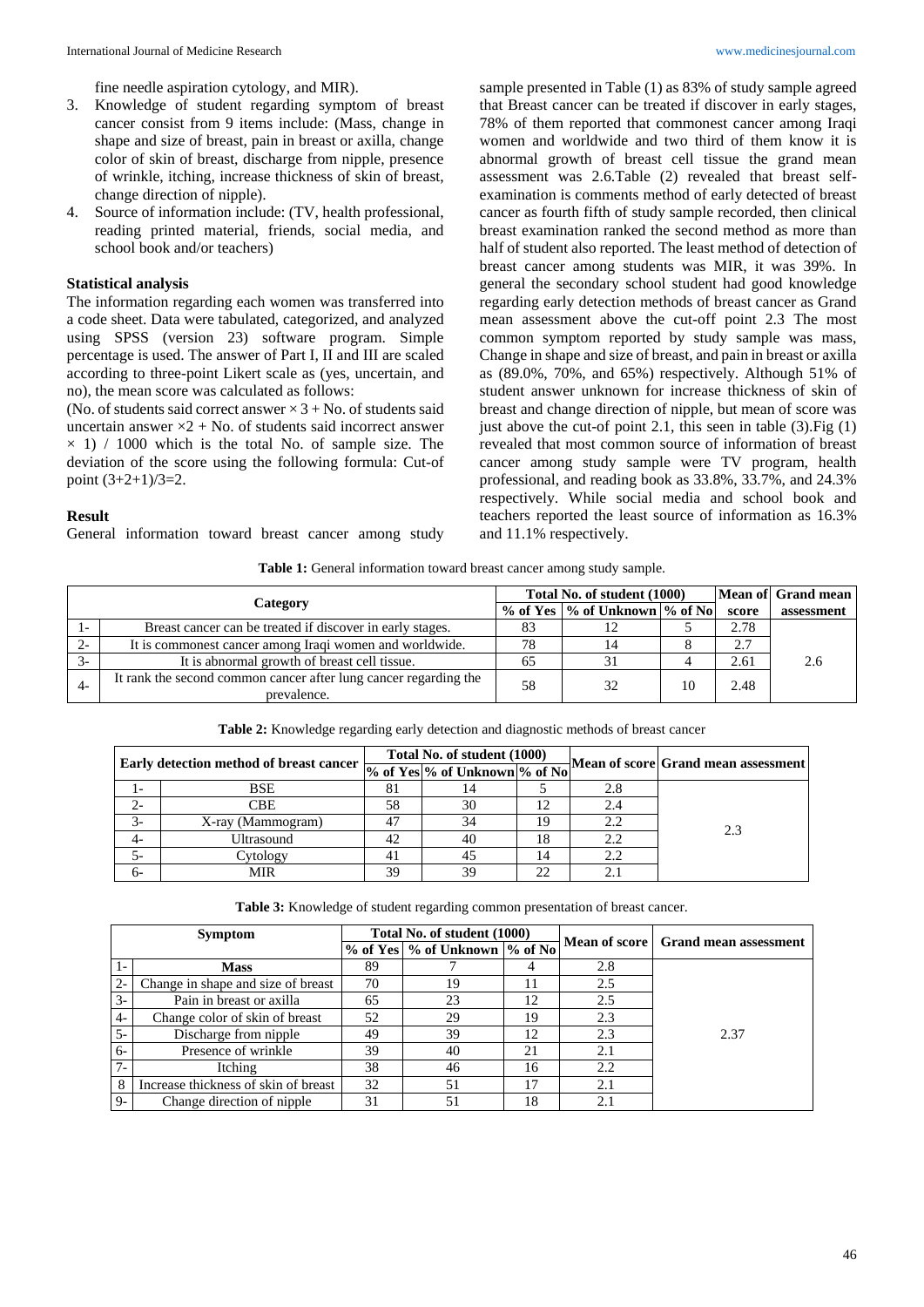fine needle aspiration cytology, and MIR).

3. Knowledge of student regarding symptom of breast cancer consist from 9 items include: (Mass, change in shape and size of breast, pain in breast or axilla, change color of skin of breast, discharge from nipple, presence of wrinkle, itching, increase thickness of skin of breast, change direction of nipple).
4. Source of information include: (TV, health professional, reading printed material, friends, social media, and school book and/or teachers)

### Statistical analysis

The information regarding each women was transferred into a code sheet. Data were tabulated, categorized, and analyzed using SPSS (version 23) software program. Simple percentage is used. The answer of Part I, II and III are scaled according to three-point Likert scale as (yes, uncertain, and no), the mean score was calculated as follows:

(No. of students said correct answer $\times 3$ + No. of students said uncertain answer $\times 2$ + No. of students said incorrect answer $\times$ 1) / 1000 which is the total No. of sample size. The deviation of the score using the following formula: Cut-of point $(3+2+1)/3=2$.

### Result

General information toward breast cancer among study sample presented in Table (1) as 83% of study sample agreed that Breast cancer can be treated if discover in early stages, 78% of them reported that commonest cancer among Iraqi women and worldwide and two third of them know it is abnormal growth of breast cell tissue the grand mean assessment was 2.6.Table (2) revealed that breast self-examination is comments method of early detected of breast cancer as fourth fifth of study sample recorded, then clinical breast examination ranked the second method as more than half of student also reported. The least method of detection of breast cancer among students was MIR, it was 39%. In general the secondary school student had good knowledge regarding early detection methods of breast cancer as Grand mean assessment above the cut-off point 2.3 The most common symptom reported by study sample was mass, Change in shape and size of breast, and pain in breast or axilla as (89.0%, 70%, and 65%) respectively. Although 51% of student answer unknown for increase thickness of skin of breast and change direction of nipple, but mean of score was just above the cut-of point 2.1, this seen in table (3).Fig (1) revealed that most common source of information of breast cancer among study sample were TV program, health professional, and reading book as 33.8%, 33.7%, and 24.3% respectively. While social media and school book and teachers reported the least source of information as 16.3% and 11.1% respectively.

**Table 1:** General information toward breast cancer among study sample.

| Category | | Total No. of student (1000) | | | Mean of score | Grand mean assessment |
|---|---|---|---|---|---|---|
| | | % of Yes | % of Unknown | % of No | | |
| 1- | Breast cancer can be treated if discover in early stages. | 83 | 12 | 5 | 2.78 | 2.6 |
| 2- | It is commonest cancer among Iraqi women and worldwide. | 78 | 14 | 8 | 2.7 | |
| 3- | It is abnormal growth of breast cell tissue. | 65 | 31 | 4 | 2.61 | |
| 4- | It rank the second common cancer after lung cancer regarding the prevalence. | 58 | 32 | 10 | 2.48 | |

**Table 2:** Knowledge regarding early detection and diagnostic methods of breast cancer

| Early detection method of breast cancer | | Total No. of student (1000) | | | Mean of score | Grand mean assessment |
|---|---|---|---|---|---|---|
| | | % of Yes | % of Unknown | % of No | | |
| 1- | BSE | 81 | 14 | 5 | 2.8 | 2.3 |
| 2- | CBE | 58 | 30 | 12 | 2.4 | |
| 3- | X-ray (Mammogram) | 47 | 34 | 19 | 2.2 | |
| 4- | Ultrasound | 42 | 40 | 18 | 2.2 | |
| 5- | Cytology | 41 | 45 | 14 | 2.2 | |
| 6- | MIR | 39 | 39 | 22 | 2.1 | |

**Table 3:** Knowledge of student regarding common presentation of breast cancer.

| Symptom | | Total No. of student (1000) | | | Mean of score | Grand mean assessment |
|---|---|---|---|---|---|---|
| | | % of Yes | % of Unknown | % of No | | |
| 1- | **Mass** | 89 | 7 | 4 | 2.8 | 2.37 |
| 2- | Change in shape and size of breast | 70 | 19 | 11 | 2.5 | |
| 3- | Pain in breast or axilla | 65 | 23 | 12 | 2.5 | |
| 4- | Change color of skin of breast | 52 | 29 | 19 | 2.3 | |
| 5- | Discharge from nipple | 49 | 39 | 12 | 2.3 | |
| 6- | Presence of wrinkle | 39 | 40 | 21 | 2.1 | |
| 7- | Itching | 38 | 46 | 16 | 2.2 | |
| 8 | Increase thickness of skin of breast | 32 | 51 | 17 | 2.1 | |
| 9- | Change direction of nipple | 31 | 51 | 18 | 2.1 | |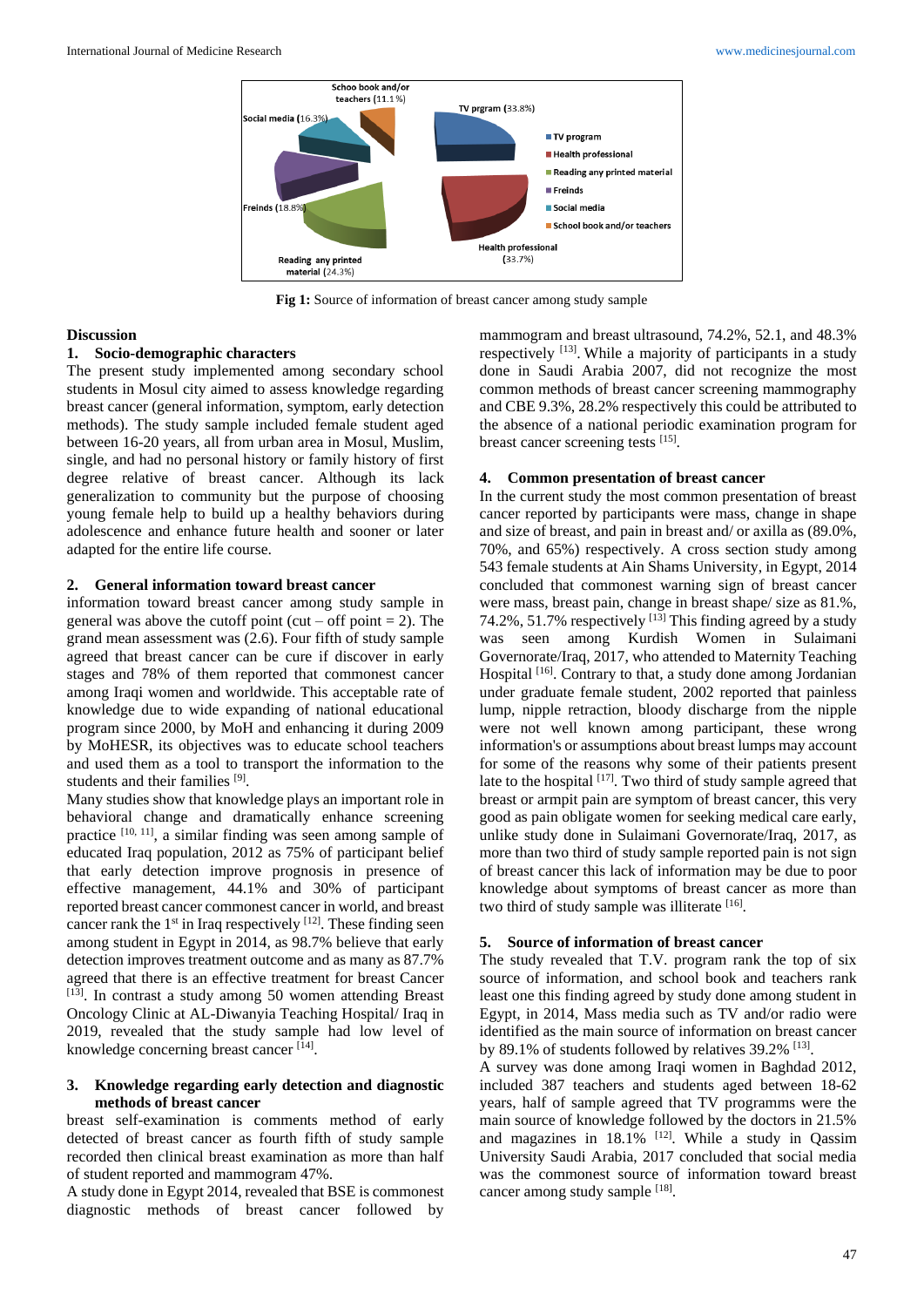Fig 1: Source of information of breast cancer among study sample

## Discussion

### 1. Socio-demographic characters

The present study implemented among secondary school students in Mosul city aimed to assess knowledge regarding breast cancer (general information, symptom, early detection methods). The study sample included female student aged between 16-20 years, all from urban area in Mosul, Muslim, single, and had no personal history or family history of first degree relative of breast cancer. Although its lack generalization to community but the purpose of choosing young female help to build up a healthy behaviors during adolescence and enhance future health and sooner or later adapted for the entire life course.

### 2. General information toward breast cancer

information toward breast cancer among study sample in general was above the cutoff point (cut – off point = 2). The grand mean assessment was (2.6). Four fifth of study sample agreed that breast cancer can be cure if discover in early stages and 78% of them reported that commonest cancer among Iraqi women and worldwide. This acceptable rate of knowledge due to wide expanding of national educational program since 2000, by MoH and enhancing it during 2009 by MoHESR, its objectives was to educate school teachers and used them as a tool to transport the information to the students and their families [9].

Many studies show that knowledge plays an important role in behavioral change and dramatically enhance screening practice [10, 11], a similar finding was seen among sample of educated Iraq population, 2012 as 75% of participant belief that early detection improve prognosis in presence of effective management, 44.1% and 30% of participant reported breast cancer commonest cancer in world, and breast cancer rank the 1st in Iraq respectively [12]. These finding seen among student in Egypt in 2014, as 98.7% believe that early detection improves treatment outcome and as many as 87.7% agreed that there is an effective treatment for breast Cancer [13]. In contrast a study among 50 women attending Breast Oncology Clinic at AL-Diwanyia Teaching Hospital/ Iraq in 2019, revealed that the study sample had low level of knowledge concerning breast cancer [14].

### 3. Knowledge regarding early detection and diagnostic methods of breast cancer

breast self-examination is comments method of early detected of breast cancer as fourth fifth of study sample recorded then clinical breast examination as more than half of student reported and mammogram 47%.

A study done in Egypt 2014, revealed that BSE is commonest diagnostic methods of breast cancer followed by mammogram and breast ultrasound, 74.2%, 52.1, and 48.3% respectively [13]. While a majority of participants in a study done in Saudi Arabia 2007, did not recognize the most common methods of breast cancer screening mammography and CBE 9.3%, 28.2% respectively this could be attributed to the absence of a national periodic examination program for breast cancer screening tests [15].

### 4. Common presentation of breast cancer

In the current study the most common presentation of breast cancer reported by participants were mass, change in shape and size of breast, and pain in breast and/ or axilla as (89.0%, 70%, and 65%) respectively. A cross section study among 543 female students at Ain Shams University, in Egypt, 2014 concluded that commonest warning sign of breast cancer were mass, breast pain, change in breast shape/ size as 81.%, 74.2%, 51.7% respectively [13] This finding agreed by a study was seen among Kurdish Women in Sulaimani Governorate/Iraq, 2017, who attended to Maternity Teaching Hospital [16]. Contrary to that, a study done among Jordanian under graduate female student, 2002 reported that painless lump, nipple retraction, bloody discharge from the nipple were not well known among participant, these wrong information's or assumptions about breast lumps may account for some of the reasons why some of their patients present late to the hospital [17]. Two third of study sample agreed that breast or armpit pain are symptom of breast cancer, this very good as pain obligate women for seeking medical care early, unlike study done in Sulaimani Governorate/Iraq, 2017, as more than two third of study sample reported pain is not sign of breast cancer this lack of information may be due to poor knowledge about symptoms of breast cancer as more than two third of study sample was illiterate [16].

### 5. Source of information of breast cancer

The study revealed that T.V. program rank the top of six source of information, and school book and teachers rank least one this finding agreed by study done among student in Egypt, in 2014, Mass media such as TV and/or radio were identified as the main source of information on breast cancer by 89.1% of students followed by relatives 39.2% [13].

A survey was done among Iraqi women in Baghdad 2012, included 387 teachers and students aged between 18-62 years, half of sample agreed that TV programms were the main source of knowledge followed by the doctors in 21.5% and magazines in 18.1% [12]. While a study in Qassim University Saudi Arabia, 2017 concluded that social media was the commonest source of information toward breast cancer among study sample [18].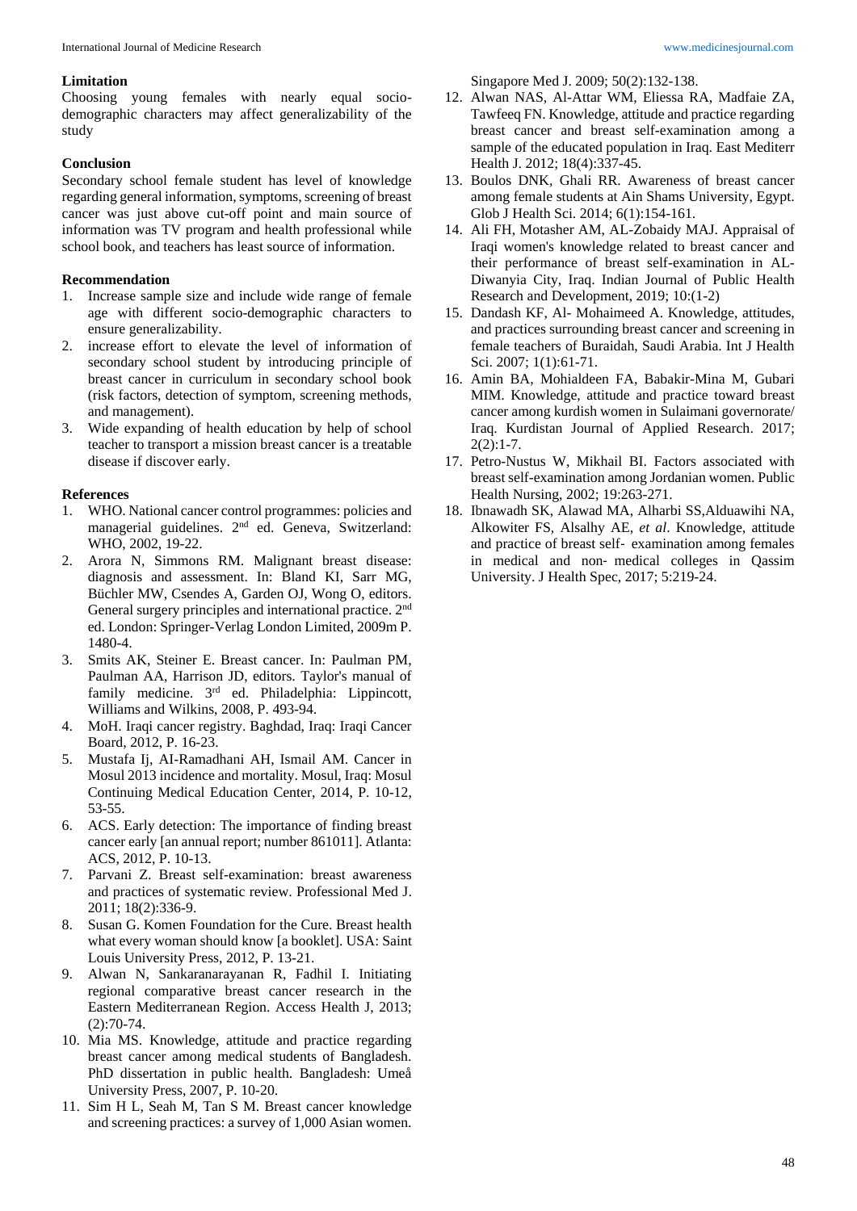## Limitation

Choosing young females with nearly equal socio-demographic characters may affect generalizability of the study

## Conclusion

Secondary school female student has level of knowledge regarding general information, symptoms, screening of breast cancer was just above cut-off point and main source of information was TV program and health professional while school book, and teachers has least source of information.

## Recommendation

1. Increase sample size and include wide range of female age with different socio-demographic characters to ensure generalizability.
2. increase effort to elevate the level of information of secondary school student by introducing principle of breast cancer in curriculum in secondary school book (risk factors, detection of symptom, screening methods, and management).
3. Wide expanding of health education by help of school teacher to transport a mission breast cancer is a treatable disease if discover early.

## References

1. WHO. National cancer control programmes: policies and managerial guidelines. 2nd ed. Geneva, Switzerland: WHO, 2002, 19-22.
2. Arora N, Simmons RM. Malignant breast disease: diagnosis and assessment. In: Bland KI, Sarr MG, Büchler MW, Csendes A, Garden OJ, Wong O, editors. General surgery principles and international practice. 2nd ed. London: Springer-Verlag London Limited, 2009m P. 1480-4.
3. Smits AK, Steiner E. Breast cancer. In: Paulman PM, Paulman AA, Harrison JD, editors. Taylor's manual of family medicine. 3rd ed. Philadelphia: Lippincott, Williams and Wilkins, 2008, P. 493-94.
4. MoH. Iraqi cancer registry. Baghdad, Iraq: Iraqi Cancer Board, 2012, P. 16-23.
5. Mustafa Ij, AI-Ramadhani AH, Ismail AM. Cancer in Mosul 2013 incidence and mortality. Mosul, Iraq: Mosul Continuing Medical Education Center, 2014, P. 10-12, 53-55.
6. ACS. Early detection: The importance of finding breast cancer early [an annual report; number 861011]. Atlanta: ACS, 2012, P. 10-13.
7. Parvani Z. Breast self-examination: breast awareness and practices of systematic review. Professional Med J. 2011; 18(2):336-9.
8. Susan G. Komen Foundation for the Cure. Breast health what every woman should know [a booklet]. USA: Saint Louis University Press, 2012, P. 13-21.
9. Alwan N, Sankaranarayanan R, Fadhil I. Initiating regional comparative breast cancer research in the Eastern Mediterranean Region. Access Health J, 2013; (2):70-74.
10. Mia MS. Knowledge, attitude and practice regarding breast cancer among medical students of Bangladesh. PhD dissertation in public health. Bangladesh: Umeå University Press, 2007, P. 10-20.
11. Sim H L, Seah M, Tan S M. Breast cancer knowledge and screening practices: a survey of 1,000 Asian women. Singapore Med J. 2009; 50(2):132-138.
12. Alwan NAS, Al-Attar WM, Eliessa RA, Madfaie ZA, Tawfeeq FN. Knowledge, attitude and practice regarding breast cancer and breast self-examination among a sample of the educated population in Iraq. East Mediterr Health J. 2012; 18(4):337-45.
13. Boulos DNK, Ghali RR. Awareness of breast cancer among female students at Ain Shams University, Egypt. Glob J Health Sci. 2014; 6(1):154-161.
14. Ali FH, Motasher AM, AL-Zobaidy MAJ. Appraisal of Iraqi women's knowledge related to breast cancer and their performance of breast self-examination in AL-Diwanyia City, Iraq. Indian Journal of Public Health Research and Development, 2019; 10:(1-2)
15. Dandash KF, Al- Mohaimeed A. Knowledge, attitudes, and practices surrounding breast cancer and screening in female teachers of Buraidah, Saudi Arabia. Int J Health Sci. 2007; 1(1):61-71.
16. Amin BA, Mohialdeen FA, Babakir-Mina M, Gubari MIM. Knowledge, attitude and practice toward breast cancer among kurdish women in Sulaimani governorate/ Iraq. Kurdistan Journal of Applied Research. 2017; 2(2):1-7.
17. Petro-Nustus W, Mikhail BI. Factors associated with breast self-examination among Jordanian women. Public Health Nursing, 2002; 19:263-271.
18. Ibnawadh SK, Alawad MA, Alharbi SS,Alduawihi NA, Alkowiter FS, Alsalhy AE, *et al*. Knowledge, attitude and practice of breast self‐ examination among females in medical and non‐ medical colleges in Qassim University. J Health Spec, 2017; 5:219-24.